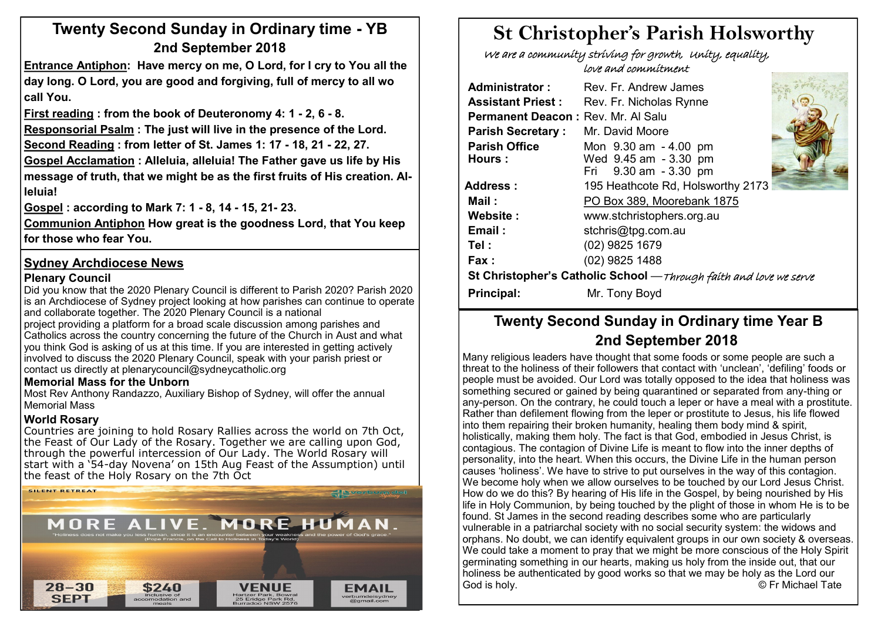## Twenty Second Sunday in Ordinary time - YB
### 2nd September 2018

**Entrance Antiphon: Have mercy on me, O Lord, for I cry to You all the day long. O Lord, you are good and forgiving, full of mercy to all wo call You.**

**First reading : from the book of Deuteronomy 4: 1 - 2, 6 - 8.**

**Responsorial Psalm : The just will live in the presence of the Lord.**

**Second Reading : from letter of St. James 1: 17 - 18, 21 - 22, 27.**

**Gospel Acclamation : Alleluia, alleluia! The Father gave us life by His message of truth, that we might be as the first fruits of His creation. Alleluia!**

**Gospel : according to Mark 7: 1 - 8, 14 - 15, 21- 23.**

**Communion Antiphon How great is the goodness Lord, that You keep for those who fear You.**

## Sydney Archdiocese News

### Plenary Council

Did you know that the 2020 Plenary Council is different to Parish 2020? Parish 2020 is an Archdiocese of Sydney project looking at how parishes can continue to operate and collaborate together. The 2020 Plenary Council is a national project providing a platform for a broad scale discussion among parishes and Catholics across the country concerning the future of the Church in Aust and what you think God is asking of us at this time. If you are interested in getting actively involved to discuss the 2020 Plenary Council, speak with your parish priest or contact us directly at plenarycouncil@sydneycatholic.org

### Memorial Mass for the Unborn

Most Rev Anthony Randazzo, Auxiliary Bishop of Sydney, will offer the annual Memorial Mass

### World Rosary

Countries are joining to hold Rosary Rallies across the world on 7th Oct, the Feast of Our Lady of the Rosary. Together we are calling upon God, through the powerful intercession of Our Lady. The World Rosary will start with a '54-day Novena' on 15th Aug Feast of the Assumption) until the feast of the Holy Rosary on the 7th Oct

SILENT RETREAT

MORE ALIVE. MORE HUMAN.

"Holiness does not make you less human, since it is an encounter between your weakness and the power of God's grace." (Pope Francis, on the Call to Holiness in Today's World)

28–30 SEPT | $240 inclusive of accomodation and meals | VENUE Hartzer Park, Bowral 25 Eridge Park Rd, Burradoo NSW 2576 | EMAIL verbumdeisydney@gmail.com

# St Christopher's Parish Holsworthy

*We are a community striving for growth, unity, equality, love and commitment*

**Administrator :** Rev. Fr. Andrew James
**Assistant Priest :** Rev. Fr. Nicholas Rynne
**Permanent Deacon :** Rev. Mr. Al Salu
**Parish Secretary :** Mr. David Moore
**Parish Office Hours :** Mon 9.30 am - 4.00 pm; Wed 9.45 am - 3.30 pm; Fri 9.30 am - 3.30 pm
**Address :** 195 Heathcote Rd, Holsworthy 2173
**Mail :** PO Box 389, Moorebank 1875
**Website :** www.stchristophers.org.au
**Email :** stchris@tpg.com.au
**Tel :** (02) 9825 1679
**Fax :** (02) 9825 1488

**St Christopher's Catholic School** —*Through faith and love we serve*

**Principal:** Mr. Tony Boyd

## Twenty Second Sunday in Ordinary time Year B
### 2nd September 2018

Many religious leaders have thought that some foods or some people are such a threat to the holiness of their followers that contact with 'unclean', 'defiling' foods or people must be avoided. Our Lord was totally opposed to the idea that holiness was something secured or gained by being quarantined or separated from any-thing or any-person. On the contrary, he could touch a leper or have a meal with a prostitute. Rather than defilement flowing from the leper or prostitute to Jesus, his life flowed into them repairing their broken humanity, healing them body mind & spirit, holistically, making them holy. The fact is that God, embodied in Jesus Christ, is contagious. The contagion of Divine Life is meant to flow into the inner depths of personality, into the heart. When this occurs, the Divine Life in the human person causes 'holiness'. We have to strive to put ourselves in the way of this contagion. We become holy when we allow ourselves to be touched by our Lord Jesus Christ. How do we do this? By hearing of His life in the Gospel, by being nourished by His life in Holy Communion, by being touched by the plight of those in whom He is to be found. St James in the second reading describes some who are particularly vulnerable in a patriarchal society with no social security system: the widows and orphans. No doubt, we can identify equivalent groups in our own society & overseas. We could take a moment to pray that we might be more conscious of the Holy Spirit germinating something in our hearts, making us holy from the inside out, that our holiness be authenticated by good works so that we may be holy as the Lord our God is holy.

© Fr Michael Tate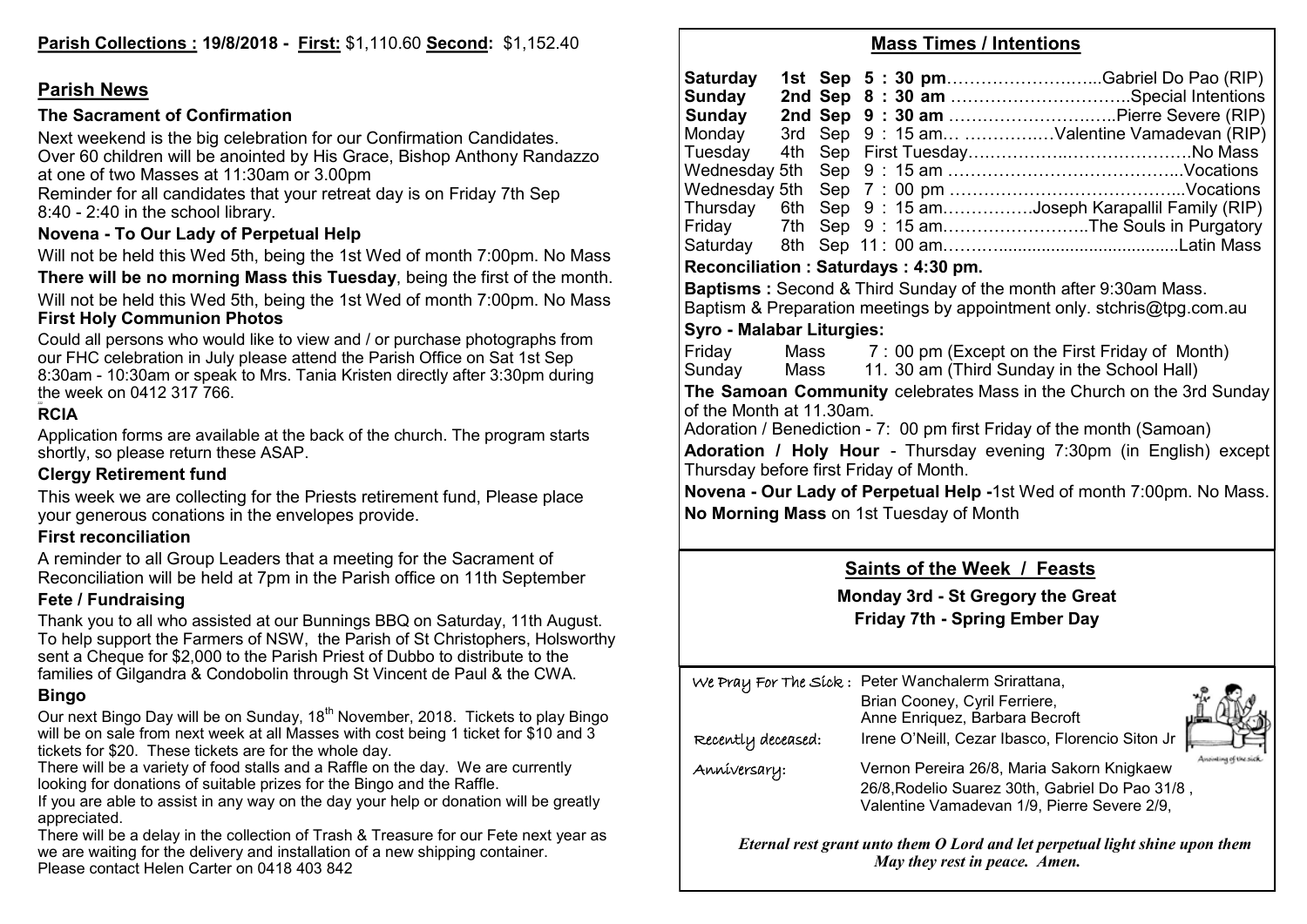**Parish Collections : 19/8/2018 - First:** $1,110.60 **Second:** $1,152.40

## Parish News

### The Sacrament of Confirmation

Next weekend is the big celebration for our Confirmation Candidates.
Over 60 children will be anointed by His Grace, Bishop Anthony Randazzo at one of two Masses at 11:30am or 3.00pm
Reminder for all candidates that your retreat day is on Friday 7th Sep 8:40 - 2:40 in the school library.

### Novena - To Our Lady of Perpetual Help

Will not be held this Wed 5th, being the 1st Wed of month 7:00pm. No Mass

**There will be no morning Mass this Tuesday**, being the first of the month.

Will not be held this Wed 5th, being the 1st Wed of month 7:00pm. No Mass

### First Holy Communion Photos

Could all persons who would like to view and / or purchase photographs from our FHC celebration in July please attend the Parish Office on Sat 1st Sep 8:30am - 10:30am or speak to Mrs. Tania Kristen directly after 3:30pm during the week on 0412 317 766.

### RCIA

Application forms are available at the back of the church. The program starts shortly, so please return these ASAP.

### Clergy Retirement fund

This week we are collecting for the Priests retirement fund, Please place your generous conations in the envelopes provide.

### First reconciliation

A reminder to all Group Leaders that a meeting for the Sacrament of Reconciliation will be held at 7pm in the Parish office on 11th September

### Fete / Fundraising

Thank you to all who assisted at our Bunnings BBQ on Saturday, 11th August. To help support the Farmers of NSW, the Parish of St Christophers, Holsworthy sent a Cheque for $2,000 to the Parish Priest of Dubbo to distribute to the families of Gilgandra & Condobolin through St Vincent de Paul & the CWA.

### Bingo

Our next Bingo Day will be on Sunday, 18th November, 2018. Tickets to play Bingo will be on sale from next week at all Masses with cost being 1 ticket for $10 and 3 tickets for $20. These tickets are for the whole day.
There will be a variety of food stalls and a Raffle on the day. We are currently looking for donations of suitable prizes for the Bingo and the Raffle.
If you are able to assist in any way on the day your help or donation will be greatly appreciated.
There will be a delay in the collection of Trash & Treasure for our Fete next year as we are waiting for the delivery and installation of a new shipping container.
Please contact Helen Carter on 0418 403 842

## Mass Times / Intentions

| | | | | |
|---|---|---|---|---|
| **Saturday** | **1st Sep** | **5 : 30 pm** | Gabriel Do Pao (RIP) |
| **Sunday** | **2nd Sep** | **8 : 30 am** | Special Intentions |
| **Sunday** | **2nd Sep** | **9 : 30 am** | Pierre Severe (RIP) |
| Monday | 3rd Sep | 9 : 15 am | Valentine Vamadevan (RIP) |
| Tuesday | 4th Sep | First Tuesday | No Mass |
| Wednesday | 5th Sep | 9 : 15 am | Vocations |
| Wednesday | 5th Sep | 7 : 00 pm | Vocations |
| Thursday | 6th Sep | 9 : 15 am | Joseph Karapallil Family (RIP) |
| Friday | 7th Sep | 9 : 15 am | The Souls in Purgatory |
| Saturday | 8th Sep | 11 : 00 am | Latin Mass |

**Reconciliation : Saturdays : 4:30 pm.**

**Baptisms :** Second & Third Sunday of the month after 9:30am Mass.
Baptism & Preparation meetings by appointment only. stchris@tpg.com.au

**Syro - Malabar Liturgies:**

Friday Mass 7 : 00 pm (Except on the First Friday of Month)
Sunday Mass 11. 30 am (Third Sunday in the School Hall)

**The Samoan Community** celebrates Mass in the Church on the 3rd Sunday of the Month at 11.30am.
Adoration / Benediction - 7: 00 pm first Friday of the month (Samoan)

**Adoration / Holy Hour** - Thursday evening 7:30pm (in English) except Thursday before first Friday of Month.

**Novena - Our Lady of Perpetual Help -**1st Wed of month 7:00pm. No Mass.

**No Morning Mass** on 1st Tuesday of Month

## Saints of the Week / Feasts

**Monday 3rd - St Gregory the Great**
**Friday 7th - Spring Ember Day**

We Pray For The Sick : Peter Wanchalerm Srirattana, Brian Cooney, Cyril Ferriere, Anne Enriquez, Barbara Becroft

Recently deceased: Irene O'Neill, Cezar Ibasco, Florencio Siton Jr

Anniversary: Vernon Pereira 26/8, Maria Sakorn Knigkaew 26/8, Rodelio Suarez 30th, Gabriel Do Pao 31/8 , Valentine Vamadevan 1/9, Pierre Severe 2/9,

*Eternal rest grant unto them O Lord and let perpetual light shine upon them May they rest in peace. Amen.*